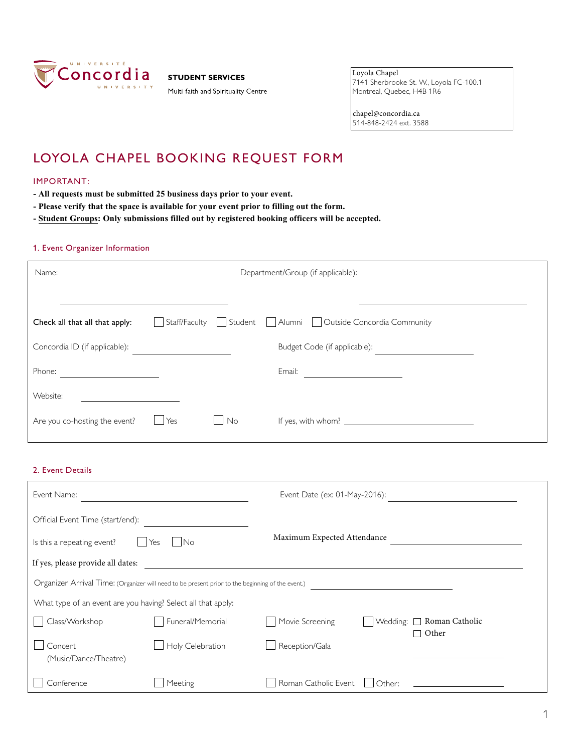Université Concordia University

**STUDENT SERVICES**

Multi-faith and Spirituality Centre

Loyola Chapel
7141 Sherbrooke St. W., Loyola FC-100.1
Montreal, Quebec, H4B 1R6

chapel@concordia.ca
514-848-2424 ext. 3588

# LOYOLA CHAPEL BOOKING REQUEST FORM

IMPORTANT:

**- All requests must be submitted 25 business days prior to your event.**
**- Please verify that the space is available for your event prior to filling out the form.**
**- Student Groups: Only submissions filled out by registered booking officers will be accepted.**

## 1. Event Organizer Information

Name: ______________________ Department/Group (if applicable): ______________________

Check all that all that apply: ☐ Staff/Faculty ☐ Student ☐ Alumni ☐ Outside Concordia Community

Concordia ID (if applicable): ______________ Budget Code (if applicable): ______________

Phone: ______________ Email: ______________

Website: ______________

Are you co-hosting the event? ☐ Yes ☐ No If yes, with whom? ______________

## 2. Event Details

Event Name: ______________________ Event Date (ex: 01-May-2016): ______________________

Official Event Time (start/end): ______________

Is this a repeating event? ☐ Yes ☐ No Maximum Expected Attendance ______________

If yes, please provide all dates: ______________________________________________

Organizer Arrival Time: (Organizer will need to be present prior to the beginning of the event.) ______________

What type of an event are you having? Select all that apply:

☐ Class/Workshop ☐ Funeral/Memorial ☐ Movie Screening ☐ Wedding: ☐ Roman Catholic ☐ Other ______________

☐ Concert (Music/Dance/Theatre) ☐ Holy Celebration ☐ Reception/Gala

☐ Conference ☐ Meeting ☐ Roman Catholic Event ☐ Other: ______________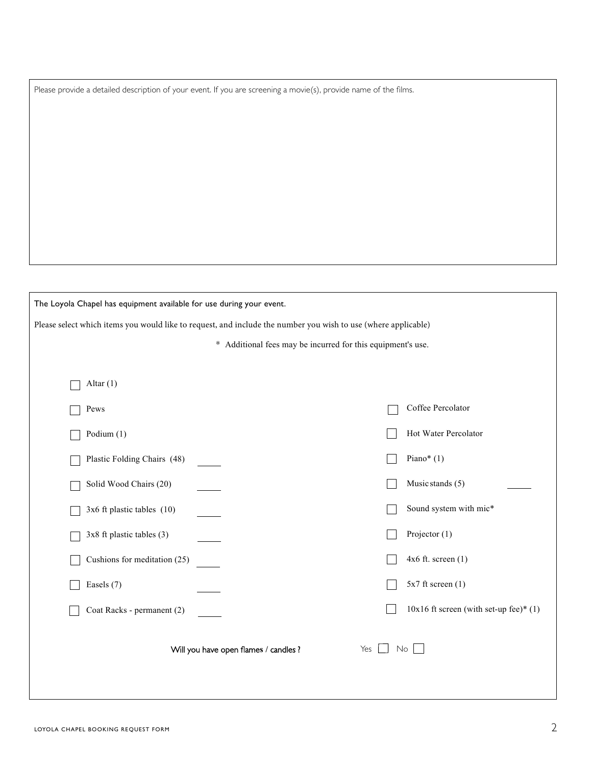Please provide a detailed description of your event. If you are screening a movie(s), provide name of the films.

The Loyola Chapel has equipment available for use during your event.

Please select which items you would like to request, and include the number you wish to use (where applicable)

\* Additional fees may be incurred for this equipment's use.

- ☐ Altar (1)
- ☐ Pews
- ☐ Podium (1)
- ☐ Plastic Folding Chairs (48) _____
- ☐ Solid Wood Chairs (20) _____
- ☐ 3x6 ft plastic tables (10) _____
- ☐ 3x8 ft plastic tables (3) _____
- ☐ Cushions for meditation (25) _____
- ☐ Easels (7) _____
- ☐ Coat Racks - permanent (2) _____
- ☐ Coffee Percolator
- ☐ Hot Water Percolator
- ☐ Piano* (1)
- ☐ Music stands (5) _____
- ☐ Sound system with mic*
- ☐ Projector (1)
- ☐ 4x6 ft. screen (1)
- ☐ 5x7 ft screen (1)
- ☐ 10x16 ft screen (with set-up fee)* (1)

Will you have open flames / candles ? Yes ☐ No ☐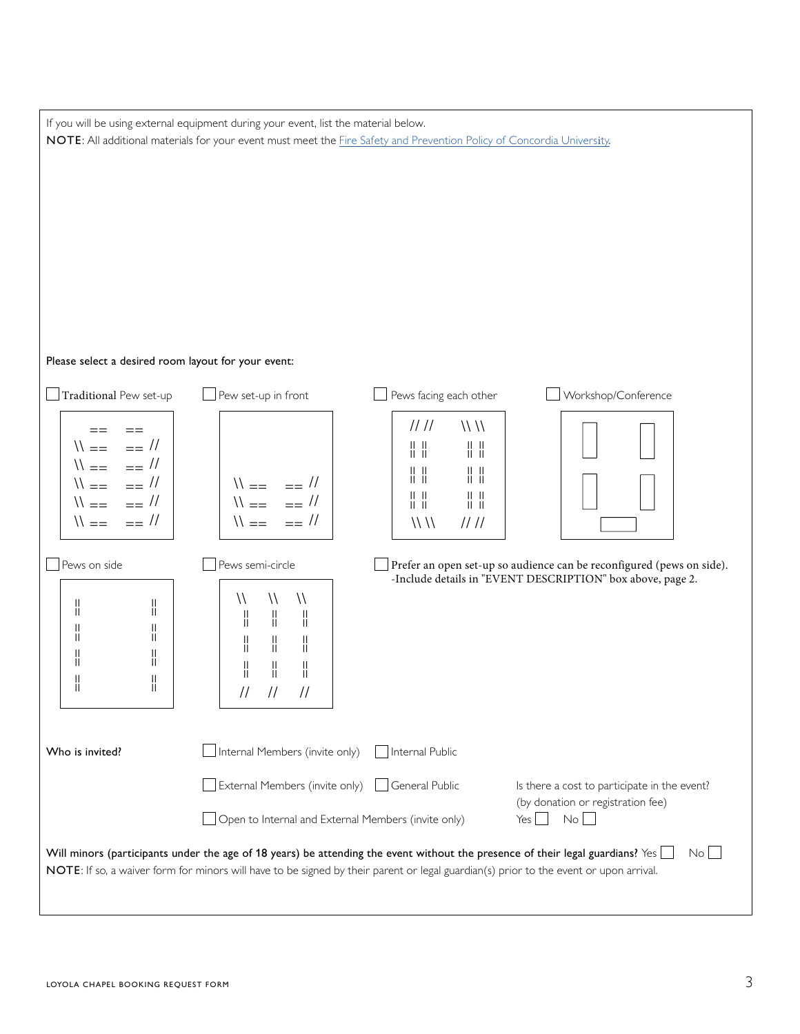If you will be using external equipment during your event, list the material below.

**NOTE**: All additional materials for your event must meet the [Fire Safety and Prevention Policy of Concordia University](Fire Safety and Prevention Policy of Concordia University).

Please select a desired room layout for your event:

☐ Traditional Pew set-up

```
   ==   ==
\\ ==   == //
\\ ==   == //
\\ ==   == //
\\ ==   == //
\\ ==   == //
```

☐ Pew set-up in front

```
\\ ==   == //
\\ ==   == //
\\ ==   == //
```

☐ Pews facing each other

```
// //    \\ \\
|| ||    || ||
|| ||    || ||
|| ||    || ||
\\ \\    // //
```

☐ Workshop/Conference

☐ Pews on side

```
||        ||
||        ||
||        ||
||        ||
```

☐ Pews semi-circle

```
\\   \\   \\
 ||   ||   ||
 ||   ||   ||
 ||   ||   ||
//   //   //
```

☐ Prefer an open set-up so audience can be reconfigured (pews on side).
-Include details in "EVENT DESCRIPTION" box above, page 2.

**Who is invited?**

☐ Internal Members (invite only) ☐ Internal Public

☐ External Members (invite only) ☐ General Public

☐ Open to Internal and External Members (invite only)

Is there a cost to participate in the event? (by donation or registration fee) Yes ☐ No ☐

**Will minors (participants under the age of 18 years) be attending the event without the presence of their legal guardians?** Yes ☐ No ☐

**NOTE**: If so, a waiver form for minors will have to be signed by their parent or legal guardian(s) prior to the event or upon arrival.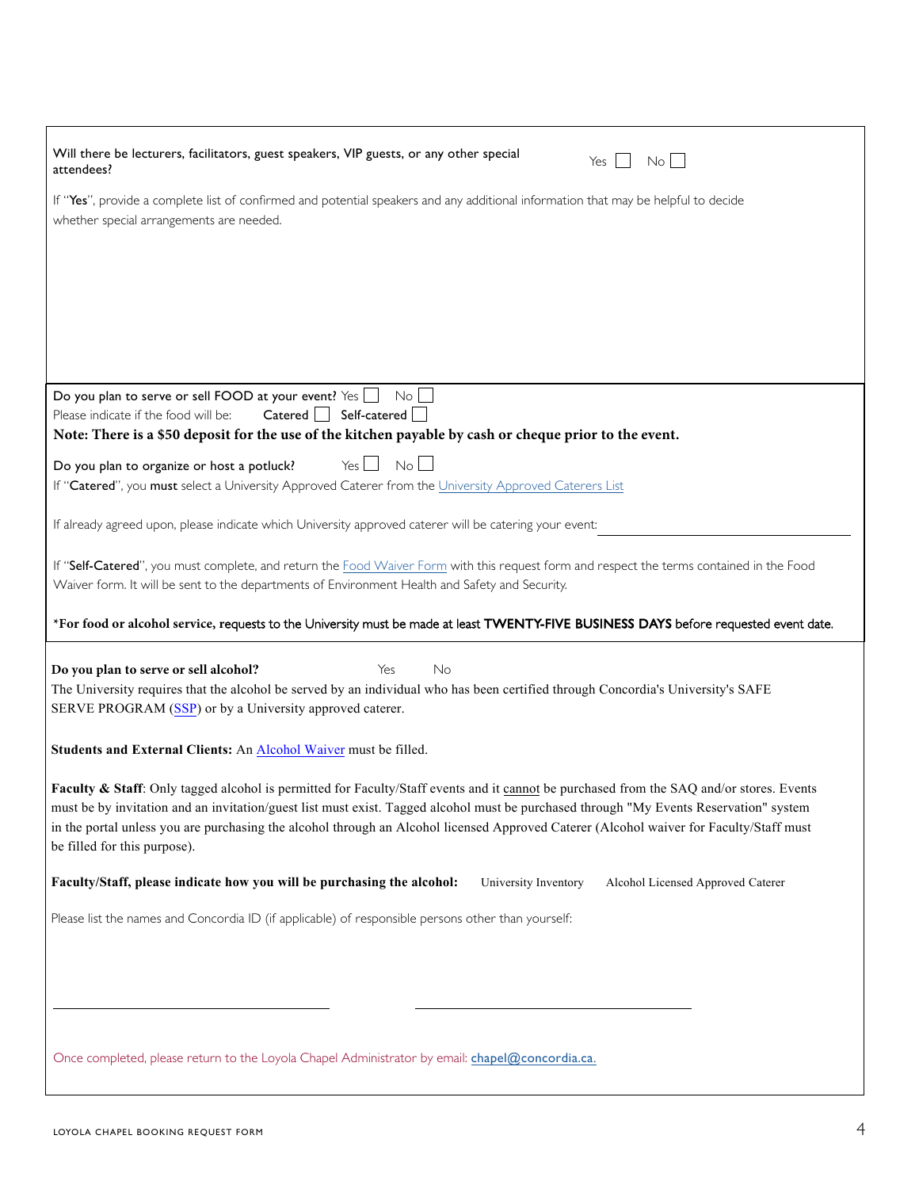Will there be lecturers, facilitators, guest speakers, VIP guests, or any other special attendees? Yes ☐ No ☐

If "**Yes**", provide a complete list of confirmed and potential speakers and any additional information that may be helpful to decide whether special arrangements are needed.

Do you plan to serve or sell FOOD at your event? Yes ☐ No ☐

Please indicate if the food will be: Catered ☐ Self-catered ☐

**Note: There is a $50 deposit for the use of the kitchen payable by cash or cheque prior to the event.**

Do you plan to organize or host a potluck? Yes ☐ No ☐

If "**Catered**", you **must** select a University Approved Caterer from the University Approved Caterers List

If already agreed upon, please indicate which University approved caterer will be catering your event: ______________________________

If "**Self-Catered**", you must complete, and return the Food Waiver Form with this request form and respect the terms contained in the Food Waiver form. It will be sent to the departments of Environment Health and Safety and Security.

***For food or alcohol service, requests to the University must be made at least TWENTY-FIVE BUSINESS DAYS before requested event date.**

**Do you plan to serve or sell alcohol?** Yes No

The University requires that the alcohol be served by an individual who has been certified through Concordia's University's SAFE SERVE PROGRAM (SSP) or by a University approved caterer.

**Students and External Clients:** An Alcohol Waiver must be filled.

**Faculty & Staff**: Only tagged alcohol is permitted for Faculty/Staff events and it cannot be purchased from the SAQ and/or stores. Events must be by invitation and an invitation/guest list must exist. Tagged alcohol must be purchased through "My Events Reservation" system in the portal unless you are purchasing the alcohol through an Alcohol licensed Approved Caterer (Alcohol waiver for Faculty/Staff must be filled for this purpose).

**Faculty/Staff, please indicate how you will be purchasing the alcohol:** University Inventory Alcohol Licensed Approved Caterer

Please list the names and Concordia ID (if applicable) of responsible persons other than yourself:

______________________________ ______________________________

Once completed, please return to the Loyola Chapel Administrator by email: **chapel@concordia.ca.**